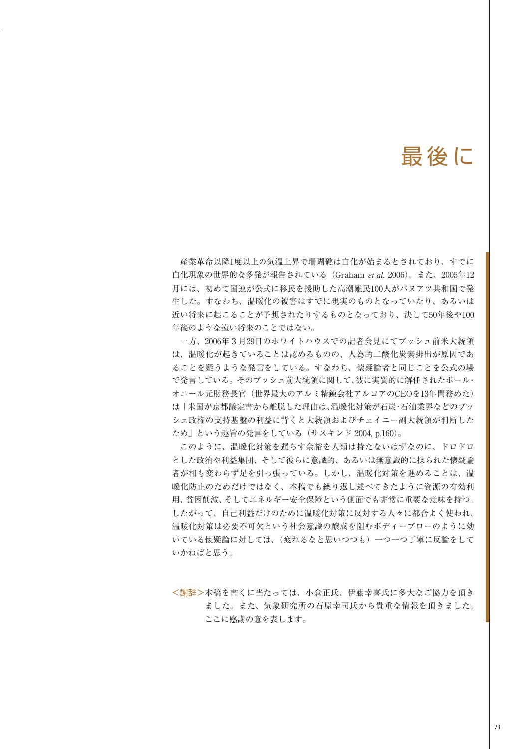# 最後に

産業革命以降1度以上の気温上昇で珊瑚礁は白化が始まるとされており、すでに白化現象の世界的な多発が報告されている（Graham *et al.* 2006）。また、2005年12月には、初めて国連が公式に移民を援助した高潮難民100人がバヌアツ共和国で発生した。すなわち、温暖化の被害はすでに現実のものとなっていたり、あるいは近い将来に起こることが予想されたりするものとなっており、決して50年後や100年後のような遠い将来のことではない。

一方、2006年３月29日のホワイトハウスでの記者会見にてブッシュ前米大統領は、温暖化が起きていることは認めるものの、人為的二酸化炭素排出が原因であることを疑うような発言をしている。すなわち、懐疑論者と同じことを公式の場で発言している。そのブッシュ前大統領に関して、彼に実質的に解任されたポール・オニール元財務長官（世界最大のアルミ精錬会社アルコアのCEOを13年間務めた）は「米国が京都議定書から離脱した理由は、温暖化対策が石炭・石油業界などのブッシュ政権の支持基盤の利益に背くと大統領およびチェイニー副大統領が判断したため」という趣旨の発言をしている（サスキンド 2004, p.160）。

このように、温暖化対策を遅らす余裕を人類は持たないはずなのに、ドロドロとした政治や利益集団、そして彼らに意識的、あるいは無意識的に操られた懐疑論者が相も変わらず足を引っ張っている。しかし、温暖化対策を進めることは、温暖化防止のためだけではなく、本稿でも繰り返し述べてきたように資源の有効利用、貧困削減、そしてエネルギー安全保障という側面でも非常に重要な意味を持つ。したがって、自己利益だけのために温暖化対策に反対する人々に都合よく使われ、温暖化対策は必要不可欠という社会意識の醸成を阻むボディーブローのように効いている懐疑論に対しては、（疲れるなと思いつつも）一つ一つ丁寧に反論をしていかねばと思う。

＜謝辞＞本稿を書くに当たっては、小倉正氏、伊藤幸喜氏に多大なご協力を頂きました。また、気象研究所の石原幸司氏から貴重な情報を頂きました。ここに感謝の意を表します。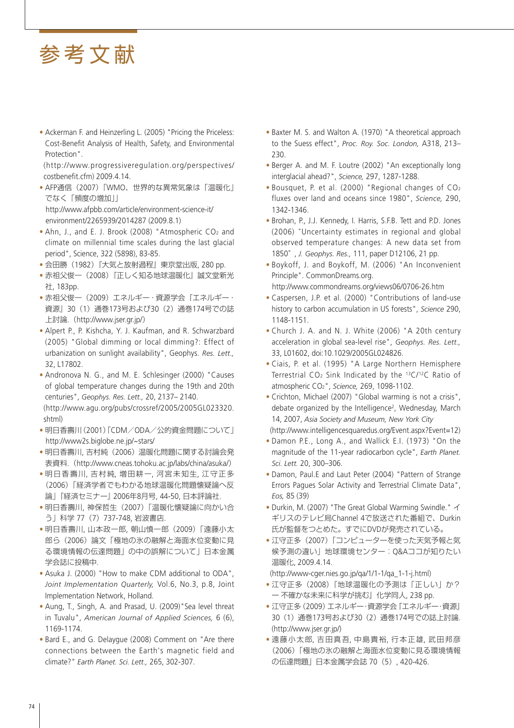# 参考文献

- Ackerman F. and Heinzerling L. (2005) "Pricing the Priceless: Cost-Benefit Analysis of Health, Safety, and Environmental Protection".
  (http://www.progressiveregulation.org/perspectives/costbenefit.cfm) 2009.4.14.
- AFP通信（2007）「WMO、世界的な異常気象は「温暖化」でなく「頻度の増加」」
  http://www.afpbb.com/article/environment-science-it/environment/2265939/2014287 (2009.8.1)
- Ahn, J., and E. J. Brook (2008) "Atmospheric $CO_2$ and climate on millennial time scales during the last glacial period", Science, 322 (5898), 83-85.
- 会田勝（1982）『大気と放射過程』東京堂出版, 280 pp.
- 赤祖父俊一（2008）『正しく知る地球温暖化』誠文堂新光社, 183pp.
- 赤祖父俊一（2009）エネルギー・資源学会『エネルギー・資源』30（1）通巻173号および30（2）通巻174号での誌上討論.（http://www.jser.gr.jp/）
- Alpert P., P. Kishcha, Y. J. Kaufman, and R. Schwarzbard (2005) "Global dimming or local dimming?: Effect of urbanization on sunlight availability", Geophys. *Res. Lett.,* 32, L17802.
- Andronova N. G., and M. E. Schlesinger (2000) "Causes of global temperature changes during the 19th and 20th centuries", *Geophys. Res. Lett.,* 20, 2137– 2140.
  (http://www.agu.org/pubs/crossref/2005/2005GL023320.shtml)
- 明日香壽川（2001）「CDM／ODA／公的資金問題について」http://www2s.biglobe.ne.jp/~stars/
- 明日香壽川, 吉村純（2006）温暖化問題に関する討論会発表資料.（http://www.cneas.tohoku.ac.jp/labs/china/asuka/）
- 明日香壽川, 吉村純, 増田耕一, 河宮未知生, 江守正多（2006）「経済学者でもわかる地球温暖化問題懐疑論へ反論」『経済セミナー』2006年8月号, 44-50, 日本評論社.
- 明日香壽川, 神保哲生（2007）「温暖化懐疑論に向かい合う」科学 77（7）737-748, 岩波書店.
- 明日香壽川, 山本政一郎, 朝山慎一郎（2009）「遠藤小太郎（2006）論文「極地の氷の融解と海面水位変動に見る環境情報の伝達問題」の中の誤解について」日本金属学会誌に投稿中.
- Asuka J. (2000) "How to make CDM additional to ODA", *Joint Implementation Quarterly,* Vol.6, No.3, p.8, Joint Implementation Network, Holland.
- Aung, T., Singh, A. and Prasad, U. (2009)"Sea level threat in Tuvalu", *American Journal of Applied Sciences,* 6 (6), 1169-1174.
- Bard E., and G. Delaygue (2008) Comment on "Are there connections between the Earth's magnetic field and climate?" *Earth Planet. Sci. Lett.,* 265, 302-307.
- Baxter M. S. and Walton A. (1970) "A theoretical approach to the Suess effect", *Proc. Roy. Soc. London,* A318, 213–230.
- Berger A. and M. F. Loutre (2002) "An exceptionally long interglacial ahead?", *Science,* 297, 1287-1288.
- Bousquet, P. et al. (2000) "Regional changes of $CO_2$ fluxes over land and oceans since 1980", *Science,* 290, 1342-1346.
- Brohan, P., J.J. Kennedy, I. Harris, S.F.B. Tett and P.D. Jones (2006) "Uncertainty estimates in regional and global observed temperature changes: A new data set from 1850", *J. Geophys. Res.,* 111, paper D12106, 21 pp.
- Boykoff, J. and Boykoff, M. (2006) "An Inconvenient Principle". CommonDreams.org.
  http://www.commondreams.org/views06/0706-26.htm
- Caspersen, J.P. et al. (2000) "Contributions of land-use history to carbon accumulation in US forests", *Science* 290, 1148-1151.
- Church J. A. and N. J. White (2006) "A 20th century acceleration in global sea-level rise", *Geophys. Res. Lett.,* 33, L01602, doi:10.1029/2005GL024826.
- Ciais, P. et al. (1995) "A Large Northern Hemisphere Terrestrial $CO_2$ Sink Indicated by the $^{13}C/^{12}C$ Ratio of atmospheric $CO_2$", *Science,* 269, 1098-1102.
- Crichton, Michael (2007) "Global warming is not a crisis", debate organized by the Intelligence$^2$, Wednesday, March 14, 2007, *Asia Society and Museum, New York City*
  (http://www.intelligencesquaredus.org/Event.aspx?Event=12)
- Damon P.E., Long A., and Wallick E.I. (1973) "On the magnitude of the 11-year radiocarbon cycle", *Earth Planet. Sci. Lett.* 20, 300–306.
- Damon, Paul.E and Laut Peter (2004) "Pattern of Strange Errors Pagues Solar Activity and Terrestrial Climate Data", *Eos,* 85 (39)
- Durkin, M. (2007) "The Great Global Warming Swindle." イギリスのテレビ局Channel 4で放送された番組で、Durkin氏が監督をつとめた。すでにDVDが発売されている。
- 江守正多（2007）「コンピューターを使った天気予報と気候予測の違い」地球環境センター：Q&Aココが知りたい温暖化, 2009.4.14.
  (http://www-cger.nies.go.jp/qa/1/1-1/qa_1-1-j.html)
- 江守正多（2008）『地球温暖化の予測は「正しい」か？ー不確かな未来に科学が挑む』化学同人, 238 pp.
- 江守正多（2009）エネルギー・資源学会『エネルギー・資源』30（1）通巻173号および30（2）通巻174号での誌上討論.
  (http://www.jser.gr.jp/)
- 遠藤小太郎, 吉田真吾, 中島貴裕, 行本正雄, 武田邦彦（2006）「極地の氷の融解と海面水位変動に見る環境情報の伝達問題」日本金属学会誌 70（5）, 420-426.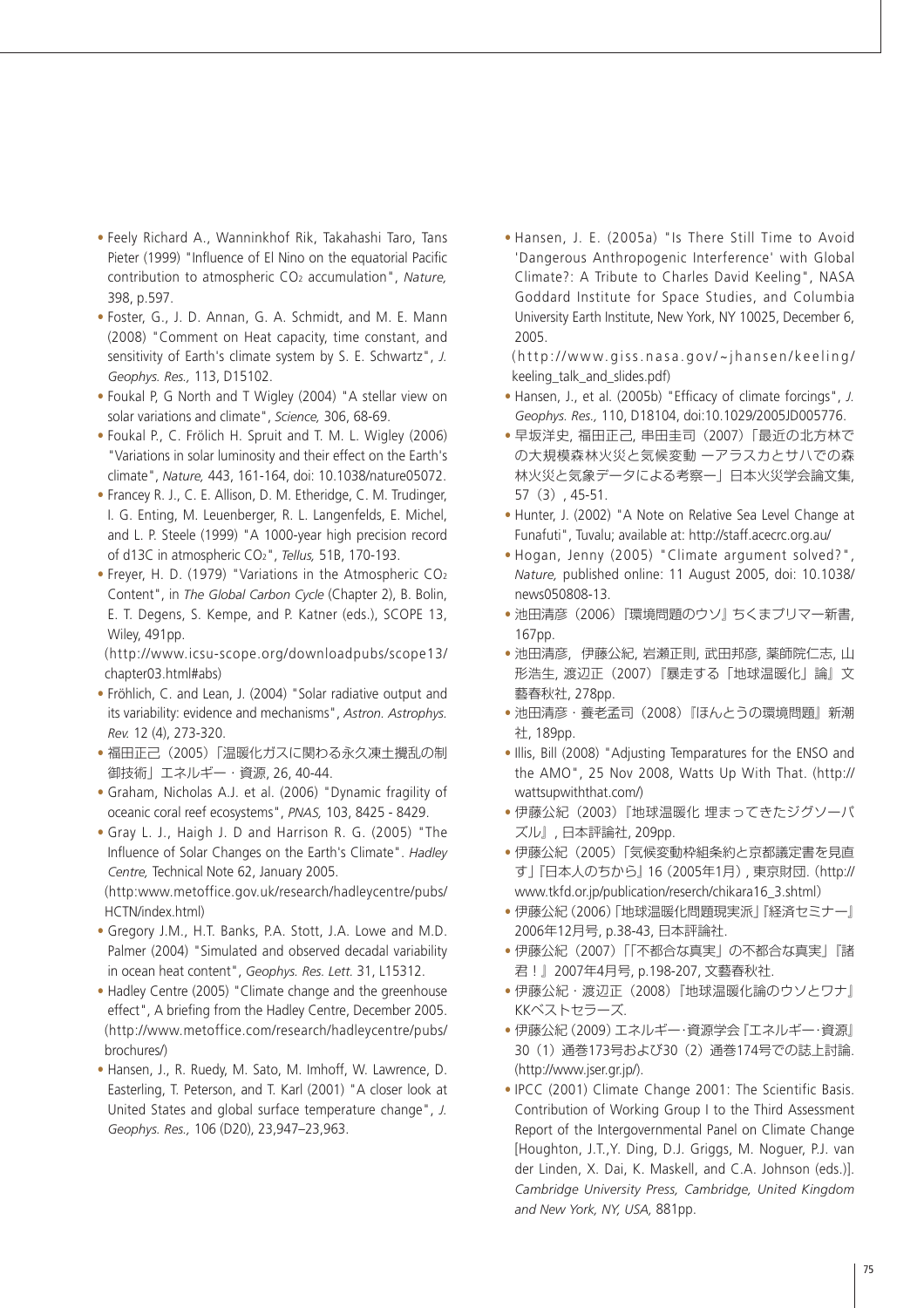- Feely Richard A., Wanninkhof Rik, Takahashi Taro, Tans Pieter (1999) "Influence of El Nino on the equatorial Pacific contribution to atmospheric $CO_2$ accumulation", *Nature,* 398, p.597.
- Foster, G., J. D. Annan, G. A. Schmidt, and M. E. Mann (2008) "Comment on Heat capacity, time constant, and sensitivity of Earth's climate system by S. E. Schwartz", *J. Geophys. Res.,* 113, D15102.
- Foukal P, G North and T Wigley (2004) "A stellar view on solar variations and climate", *Science,* 306, 68-69.
- Foukal P., C. Frölich H. Spruit and T. M. L. Wigley (2006) "Variations in solar luminosity and their effect on the Earth's climate", *Nature,* 443, 161-164, doi: 10.1038/nature05072.
- Francey R. J., C. E. Allison, D. M. Etheridge, C. M. Trudinger, I. G. Enting, M. Leuenberger, R. L. Langenfelds, E. Michel, and L. P. Steele (1999) "A 1000-year high precision record of d13C in atmospheric $CO_2$", *Tellus,* 51B, 170-193.
- Freyer, H. D. (1979) "Variations in the Atmospheric $CO_2$ Content", in *The Global Carbon Cycle* (Chapter 2), B. Bolin, E. T. Degens, S. Kempe, and P. Katner (eds.), SCOPE 13, Wiley, 491pp.
  (http://www.icsu-scope.org/downloadpubs/scope13/chapter03.html#abs)
- Fröhlich, C. and Lean, J. (2004) "Solar radiative output and its variability: evidence and mechanisms", *Astron. Astrophys. Rev.* 12 (4), 273-320.
- 福田正己（2005）「温暖化ガスに関わる永久凍土攪乱の制御技術」エネルギー・資源, 26, 40-44.
- Graham, Nicholas A.J. et al. (2006) "Dynamic fragility of oceanic coral reef ecosystems", *PNAS,* 103, 8425 - 8429.
- Gray L. J., Haigh J. D and Harrison R. G. (2005) "The Influence of Solar Changes on the Earth's Climate". *Hadley Centre,* Technical Note 62, January 2005.
  (http:www.metoffice.gov.uk/research/hadleycentre/pubs/HCTN/index.html)
- Gregory J.M., H.T. Banks, P.A. Stott, J.A. Lowe and M.D. Palmer (2004) "Simulated and observed decadal variability in ocean heat content", *Geophys. Res. Lett.* 31, L15312.
- Hadley Centre (2005) "Climate change and the greenhouse effect", A briefing from the Hadley Centre, December 2005. (http://www.metoffice.com/research/hadleycentre/pubs/brochures/)
- Hansen, J., R. Ruedy, M. Sato, M. Imhoff, W. Lawrence, D. Easterling, T. Peterson, and T. Karl (2001) "A closer look at United States and global surface temperature change", *J. Geophys. Res.,* 106 (D20), 23,947–23,963.
- Hansen, J. E. (2005a) "Is There Still Time to Avoid 'Dangerous Anthropogenic Interference' with Global Climate?: A Tribute to Charles David Keeling", NASA Goddard Institute for Space Studies, and Columbia University Earth Institute, New York, NY 10025, December 6, 2005.
  (http://www.giss.nasa.gov/~jhansen/keeling/keeling_talk_and_slides.pdf)
- Hansen, J., et al. (2005b) "Efficacy of climate forcings", *J. Geophys. Res.,* 110, D18104, doi:10.1029/2005JD005776.
- 早坂洋史, 福田正己, 串田圭司（2007）「最近の北方林での大規模森林火災と気候変動 ―アラスカとサハでの森林火災と気象データによる考察―」日本火災学会論文集, 57（3）, 45-51.
- Hunter, J. (2002) "A Note on Relative Sea Level Change at Funafuti", Tuvalu; available at: http://staff.acecrc.org.au/
- Hogan, Jenny (2005) "Climate argument solved?", *Nature,* published online: 11 August 2005, doi: 10.1038/news050808-13.
- 池田清彦（2006）『環境問題のウソ』ちくまプリマー新書, 167pp.
- 池田清彦, 伊藤公紀, 岩瀬正則, 武田邦彦, 薬師院仁志, 山形浩生, 渡辺正（2007）『暴走する「地球温暖化」論』文藝春秋社, 278pp.
- 池田清彦・養老孟司（2008）『ほんとうの環境問題』新潮社, 189pp.
- Illis, Bill (2008) "Adjusting Temparatures for the ENSO and the AMO", 25 Nov 2008, Watts Up With That. (http://wattsupwiththat.com/)
- 伊藤公紀（2003）『地球温暖化 埋まってきたジグソーパズル』, 日本評論社, 209pp.
- 伊藤公紀（2005）「気候変動枠組条約と京都議定書を見直す」『日本人のちから』16（2005年1月）, 東京財団. (http://www.tkfd.or.jp/publication/reserch/chikara16_3.shtml)
- 伊藤公紀（2006）「地球温暖化問題現実派」『経済セミナー』2006年12月号, p.38-43, 日本評論社.
- 伊藤公紀（2007）「「不都合な真実」の不都合な真実」『諸君！』2007年4月号, p.198-207, 文藝春秋社.
- 伊藤公紀・渡辺正（2008）『地球温暖化論のウソとワナ』KKベストセラーズ.
- 伊藤公紀（2009）エネルギー･資源学会『エネルギー･資源』30（1）通巻173号および30（2）通巻174号での誌上討論. (http://www.jser.gr.jp/).
- IPCC (2001) Climate Change 2001: The Scientific Basis. Contribution of Working Group I to the Third Assessment Report of the Intergovernmental Panel on Climate Change [Houghton, J.T.,Y. Ding, D.J. Griggs, M. Noguer, P.J. van der Linden, X. Dai, K. Maskell, and C.A. Johnson (eds.)]. *Cambridge University Press, Cambridge, United Kingdom and New York, NY, USA,* 881pp.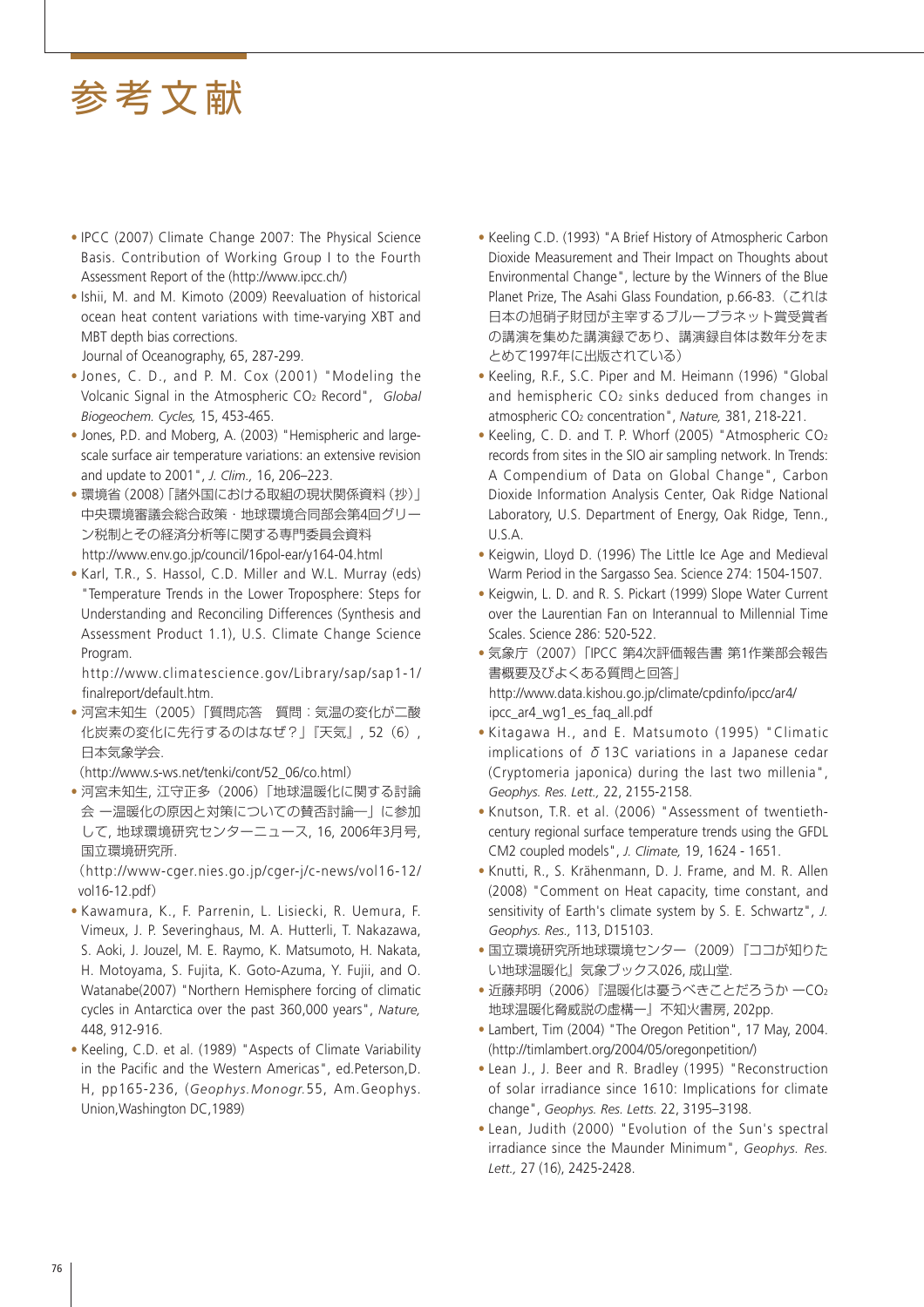# 参考文献

- IPCC (2007) Climate Change 2007: The Physical Science Basis. Contribution of Working Group I to the Fourth Assessment Report of the (http://www.ipcc.ch/)
- Ishii, M. and M. Kimoto (2009) Reevaluation of historical ocean heat content variations with time-varying XBT and MBT depth bias corrections.
  Journal of Oceanography, 65, 287-299.
- Jones, C. D., and P. M. Cox (2001) "Modeling the Volcanic Signal in the Atmospheric $CO_2$ Record", *Global Biogeochem. Cycles,* 15, 453-465.
- Jones, P.D. and Moberg, A. (2003) "Hemispheric and large-scale surface air temperature variations: an extensive revision and update to 2001", *J. Clim.,* 16, 206–223.
- 環境省 (2008)「諸外国における取組の現状関係資料 (抄)」中央環境審議会総合政策・地球環境合同部会第4回グリーン税制とその経済分析等に関する専門委員会資料
  http://www.env.go.jp/council/16pol-ear/y164-04.html
- Karl, T.R., S. Hassol, C.D. Miller and W.L. Murray (eds) "Temperature Trends in the Lower Troposphere: Steps for Understanding and Reconciling Differences (Synthesis and Assessment Product 1.1), U.S. Climate Change Science Program.
  http://www.climatescience.gov/Library/sap/sap1-1/finalreport/default.htm.
- 河宮未知生（2005）「質問応答　質問：気温の変化が二酸化炭素の変化に先行するのはなぜ？」『天気』, 52（6）, 日本気象学会.
  (http://www.s-ws.net/tenki/cont/52_06/co.html)
- 河宮未知生, 江守正多（2006）「地球温暖化に関する討論会 ―温暖化の原因と対策についての賛否討論―」に参加して, 地球環境研究センターニュース, 16, 2006年3月号, 国立環境研究所.
  (http://www-cger.nies.go.jp/cger-j/c-news/vol16-12/vol16-12.pdf)
- Kawamura, K., F. Parrenin, L. Lisiecki, R. Uemura, F. Vimeux, J. P. Severinghaus, M. A. Hutterli, T. Nakazawa, S. Aoki, J. Jouzel, M. E. Raymo, K. Matsumoto, H. Nakata, H. Motoyama, S. Fujita, K. Goto-Azuma, Y. Fujii, and O. Watanabe(2007) "Northern Hemisphere forcing of climatic cycles in Antarctica over the past 360,000 years", *Nature,* 448, 912-916.
- Keeling, C.D. et al. (1989) "Aspects of Climate Variability in the Pacific and the Western Americas", ed.Peterson,D. H, pp165-236, (*Geophys.Monogr.*55, Am.Geophys. Union,Washington DC,1989)
- Keeling C.D. (1993) "A Brief History of Atmospheric Carbon Dioxide Measurement and Their Impact on Thoughts about Environmental Change", lecture by the Winners of the Blue Planet Prize, The Asahi Glass Foundation, p.66-83.（これは日本の旭硝子財団が主宰するブループラネット賞受賞者の講演を集めた講演録であり、講演録自体は数年分をまとめて1997年に出版されている）
- Keeling, R.F., S.C. Piper and M. Heimann (1996) "Global and hemispheric $CO_2$ sinks deduced from changes in atmospheric $CO_2$ concentration", *Nature,* 381, 218-221.
- Keeling, C. D. and T. P. Whorf (2005) "Atmospheric $CO_2$ records from sites in the SIO air sampling network. In Trends: A Compendium of Data on Global Change", Carbon Dioxide Information Analysis Center, Oak Ridge National Laboratory, U.S. Department of Energy, Oak Ridge, Tenn., U.S.A.
- Keigwin, Lloyd D. (1996) The Little Ice Age and Medieval Warm Period in the Sargasso Sea. Science 274: 1504-1507.
- Keigwin, L. D. and R. S. Pickart (1999) Slope Water Current over the Laurentian Fan on Interannual to Millennial Time Scales. Science 286: 520-522.
- 気象庁（2007）「IPCC 第4次評価報告書 第1作業部会報告書概要及びよくある質問と回答」
  http://www.data.kishou.go.jp/climate/cpdinfo/ipcc/ar4/ipcc_ar4_wg1_es_faq_all.pdf
- Kitagawa H., and E. Matsumoto (1995) "Climatic implications of $\delta$13C variations in a Japanese cedar (Cryptomeria japonica) during the last two millenia", *Geophys. Res. Lett.,* 22, 2155-2158.
- Knutson, T.R. et al. (2006) "Assessment of twentieth-century regional surface temperature trends using the GFDL CM2 coupled models", *J. Climate,* 19, 1624 - 1651.
- Knutti, R., S. Krähenmann, D. J. Frame, and M. R. Allen (2008) "Comment on Heat capacity, time constant, and sensitivity of Earth's climate system by S. E. Schwartz", *J. Geophys. Res.,* 113, D15103.
- 国立環境研究所地球環境センター（2009）『ココが知りたい地球温暖化』気象ブックス026, 成山堂.
- 近藤邦明（2006）『温暖化は憂うべきことだろうか ―$CO_2$地球温暖化脅威説の虚構―』不知火書房, 202pp.
- Lambert, Tim (2004) "The Oregon Petition", 17 May, 2004. (http://timlambert.org/2004/05/oregonpetition/)
- Lean J., J. Beer and R. Bradley (1995) "Reconstruction of solar irradiance since 1610: Implications for climate change", *Geophys. Res. Letts.* 22, 3195–3198.
- Lean, Judith (2000) "Evolution of the Sun's spectral irradiance since the Maunder Minimum", *Geophys. Res. Lett.,* 27 (16), 2425-2428.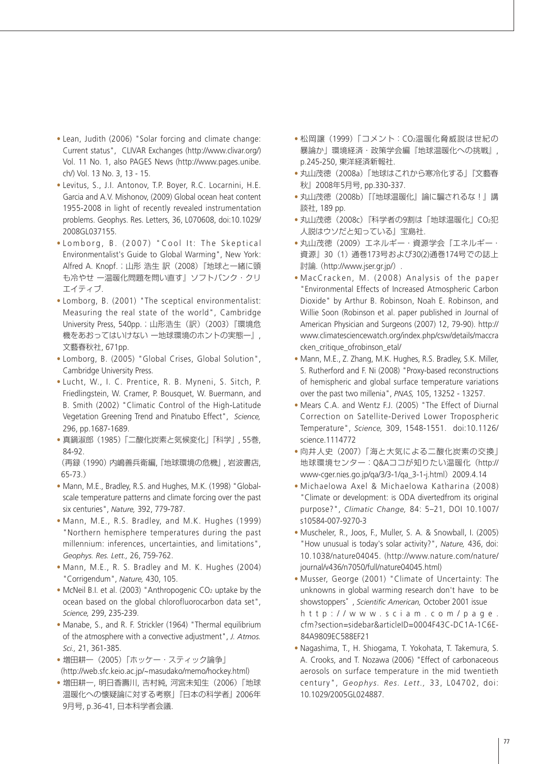- Lean, Judith (2006) "Solar forcing and climate change: Current status", CLIVAR Exchanges (http://www.clivar.org/) Vol. 11 No. 1, also PAGES News (http://www.pages.unibe.ch/) Vol. 13 No. 3, 13 - 15.
- Levitus, S., J.I. Antonov, T.P. Boyer, R.C. Locarnini, H.E. Garcia and A.V. Mishonov, (2009) Global ocean heat content 1955-2008 in light of recently revealed instrumentation problems. Geophys. Res. Letters, 36, L070608, doi:10.1029/2008GL037155.
- Lomborg, B. (2007) "Cool It: The Skeptical Environmentalist's Guide to Global Warming", New York: Alfred A. Knopf.；山形 浩生 訳（2008）『地球と一緒に頭も冷やせ ―温暖化問題を問い直す』ソフトバンク・クリエイティブ.
- Lomborg, B. (2001) "The sceptical environmentalist: Measuring the real state of the world", Cambridge University Press, 540pp.；山形浩生（訳）（2003）『環境危機をあおってはいけない ―地球環境のホントの実態―』, 文藝春秋社, 671pp.
- Lomborg, B. (2005) "Global Crises, Global Solution", Cambridge University Press.
- Lucht, W., I. C. Prentice, R. B. Myneni, S. Sitch, P. Friedlingstein, W. Cramer, P. Bousquet, W. Buermann, and B. Smith (2002) "Climatic Control of the High-Latitude Vegetation Greening Trend and Pinatubo Effect", *Science,* 296, pp.1687-1689.
- 真鍋淑郎（1985）「二酸化炭素と気候変化」『科学』, 55巻, 84-92.
  （再録（1990）内嶋善兵衛編,『地球環境の危機』, 岩波書店, 65-73.）
- Mann, M.E., Bradley, R.S. and Hughes, M.K. (1998) "Global-scale temperature patterns and climate forcing over the past six centuries", *Nature,* 392, 779-787.
- Mann, M.E., R.S. Bradley, and M.K. Hughes (1999) "Northern hemisphere temperatures during the past millennium: inferences, uncertainties, and limitations", *Geophys. Res. Lett.,* 26, 759-762.
- Mann, M.E., R. S. Bradley and M. K. Hughes (2004) "Corrigendum", *Nature,* 430, 105.
- McNeil B.I. et al. (2003) "Anthropogenic $CO_2$ uptake by the ocean based on the global chlorofluorocarbon data set", *Science,* 299, 235-239.
- Manabe, S., and R. F. Strickler (1964) "Thermal equilibrium of the atmosphere with a convective adjustment", *J. Atmos. Sci.,* 21, 361-385.
- 増田耕一（2005）「ホッケー・スティック論争」(http://web.sfc.keio.ac.jp/~masudako/memo/hockey.html)
- 増田耕一, 明日香壽川, 吉村純, 河宮未知生（2006）「地球温暖化への懐疑論に対する考察」『日本の科学者』2006年9月号, p.36-41, 日本科学者会議.
- 松岡譲（1999）「コメント：$CO_2$温暖化脅威説は世紀の暴論か」環境経済・政策学会編『地球温暖化への挑戦』, p.245-250, 東洋経済新報社.
- 丸山茂徳（2008a）「地球はこれから寒冷化する」『文藝春秋』2008年5月号, pp.330-337.
- 丸山茂徳（2008b）『「地球温暖化」論に騙されるな！』講談社, 189 pp.
- 丸山茂徳（2008c）『科学者の9割は「地球温暖化」$CO_2$犯人説はウソだと知っている』宝島社.
- 丸山茂徳（2009）エネルギー・資源学会『エネルギー・資源』30（1）通巻173号および30(2)通巻174号での誌上討論.（http://www.jser.gr.jp/）.
- MacCracken, M. (2008) Analysis of the paper "Environmental Effects of Increased Atmospheric Carbon Dioxide" by Arthur B. Robinson, Noah E. Robinson, and Willie Soon (Robinson et al. paper published in Journal of American Physician and Surgeons (2007) 12, 79-90). http://www.climatesciencewatch.org/index.php/csw/details/maccracken_critique_ofrobinson_etal/
- Mann, M.E., Z. Zhang, M.K. Hughes, R.S. Bradley, S.K. Miller, S. Rutherford and F. Ni (2008) "Proxy-based reconstructions of hemispheric and global surface temperature variations over the past two millennia", *PNAS,* 105, 13252 - 13257.
- Mears C.A. and Wentz F.J. (2005) "The Effect of Diurnal Correction on Satellite-Derived Lower Tropospheric Temperature", *Science,* 309, 1548-1551. doi:10.1126/science.1114772
- 向井人史（2007）「海と大気による二酸化炭素の交換」地球環境センター：Q&Aココが知りたい温暖化（http://www-cger.nies.go.jp/qa/3/3-1/qa_3-1-j.html）2009.4.14
- Michaelowa Axel & Michaelowa Katharina (2008) "Climate or development: is ODA divertedfrom its original purpose?", *Climatic Change,* 84: 5–21, DOI 10.1007/s10584-007-9270-3
- Muscheler, R., Joos, F., Muller, S. A. & Snowball, I. (2005) "How unusual is today's solar activity?", *Nature,* 436, doi:10.1038/nature04045. (http://www.nature.com/nature/journal/v436/n7050/full/nature04045.html)
- Musser, George (2001) "Climate of Uncertainty: The unknowns in global warming research don't have to be showstoppers", *Scientific American,* October 2001 issue http://www.sciam.com/page.cfm?section=sidebar&articleID=0004F43C-DC1A-1C6E-84A9809EC588EF21
- Nagashima, T., H. Shiogama, T. Yokohata, T. Takemura, S. A. Crooks, and T. Nozawa (2006) "Effect of carbonaceous aerosols on surface temperature in the mid twentieth century", *Geophys. Res. Lett.,* 33, L04702, doi:10.1029/2005GL024887.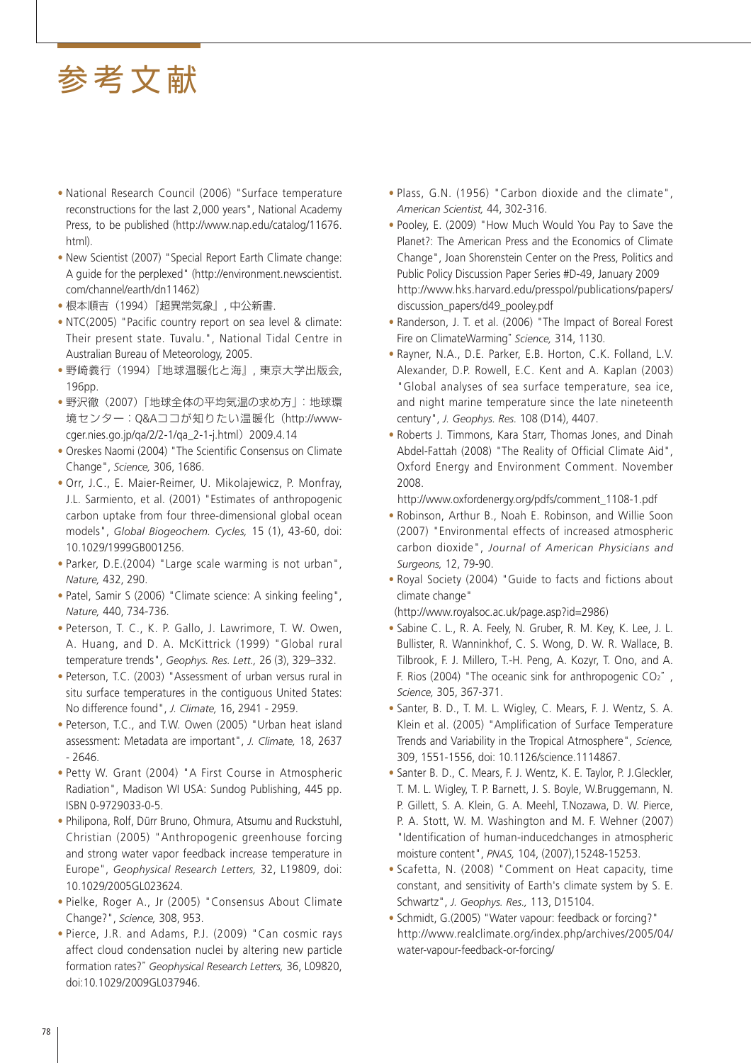# 参考文献

- National Research Council (2006) "Surface temperature reconstructions for the last 2,000 years", National Academy Press, to be published (http://www.nap.edu/catalog/11676.html).
- New Scientist (2007) "Special Report Earth Climate change: A guide for the perplexed" (http://environment.newscientist.com/channel/earth/dn11462)
- 根本順吉（1994）『超異常気象』, 中公新書.
- NTC(2005) "Pacific country report on sea level & climate: Their present state. Tuvalu.", National Tidal Centre in Australian Bureau of Meteorology, 2005.
- 野崎義行（1994）『地球温暖化と海』, 東京大学出版会, 196pp.
- 野沢徹（2007）「地球全体の平均気温の求め方」: 地球環境センター：Q&Aココが知りたい温暖化（http://www-cger.nies.go.jp/qa/2/2-1/qa_2-1-j.html）2009.4.14
- Oreskes Naomi (2004) "The Scientific Consensus on Climate Change", *Science,* 306, 1686.
- Orr, J.C., E. Maier-Reimer, U. Mikolajewicz, P. Monfray, J.L. Sarmiento, et al. (2001) "Estimates of anthropogenic carbon uptake from four three-dimensional global ocean models", *Global Biogeochem. Cycles,* 15 (1), 43-60, doi: 10.1029/1999GB001256.
- Parker, D.E.(2004) "Large scale warming is not urban", *Nature,* 432, 290.
- Patel, Samir S (2006) "Climate science: A sinking feeling", *Nature,* 440, 734-736.
- Peterson, T. C., K. P. Gallo, J. Lawrimore, T. W. Owen, A. Huang, and D. A. McKittrick (1999) "Global rural temperature trends", *Geophys. Res. Lett.,* 26 (3), 329–332.
- Peterson, T.C. (2003) "Assessment of urban versus rural in situ surface temperatures in the contiguous United States: No difference found", *J. Climate,* 16, 2941 - 2959.
- Peterson, T.C., and T.W. Owen (2005) "Urban heat island assessment: Metadata are important", *J. Climate,* 18, 2637 - 2646.
- Petty W. Grant (2004) "A First Course in Atmospheric Radiation", Madison WI USA: Sundog Publishing, 445 pp. ISBN 0-9729033-0-5.
- Philipona, Rolf, Dürr Bruno, Ohmura, Atsumu and Ruckstuhl, Christian (2005) "Anthropogenic greenhouse forcing and strong water vapor feedback increase temperature in Europe", *Geophysical Research Letters,* 32, L19809, doi: 10.1029/2005GL023624.
- Pielke, Roger A., Jr (2005) "Consensus About Climate Change?", *Science,* 308, 953.
- Pierce, J.R. and Adams, P.J. (2009) "Can cosmic rays affect cloud condensation nuclei by altering new particle formation rates?" *Geophysical Research Letters,* 36, L09820, doi:10.1029/2009GL037946.
- Plass, G.N. (1956) "Carbon dioxide and the climate", *American Scientist,* 44, 302-316.
- Pooley, E. (2009) "How Much Would You Pay to Save the Planet?: The American Press and the Economics of Climate Change", Joan Shorenstein Center on the Press, Politics and Public Policy Discussion Paper Series #D-49, January 2009 http://www.hks.harvard.edu/presspol/publications/papers/discussion_papers/d49_pooley.pdf
- Randerson, J. T. et al. (2006) "The Impact of Boreal Forest Fire on ClimateWarming" *Science,* 314, 1130.
- Rayner, N.A., D.E. Parker, E.B. Horton, C.K. Folland, L.V. Alexander, D.P. Rowell, E.C. Kent and A. Kaplan (2003) "Global analyses of sea surface temperature, sea ice, and night marine temperature since the late nineteenth century", *J. Geophys. Res.* 108 (D14), 4407.
- Roberts J. Timmons, Kara Starr, Thomas Jones, and Dinah Abdel-Fattah (2008) "The Reality of Official Climate Aid", Oxford Energy and Environment Comment. November 2008.
  http://www.oxfordenergy.org/pdfs/comment_1108-1.pdf
- Robinson, Arthur B., Noah E. Robinson, and Willie Soon (2007) "Environmental effects of increased atmospheric carbon dioxide", *Journal of American Physicians and Surgeons,* 12, 79-90.
- Royal Society (2004) "Guide to facts and fictions about climate change"
  (http://www.royalsoc.ac.uk/page.asp?id=2986)
- Sabine C. L., R. A. Feely, N. Gruber, R. M. Key, K. Lee, J. L. Bullister, R. Wanninkhof, C. S. Wong, D. W. R. Wallace, B. Tilbrook, F. J. Millero, T.-H. Peng, A. Kozyr, T. Ono, and A. F. Rios (2004) "The oceanic sink for anthropogenic $CO_2$", *Science,* 305, 367-371.
- Santer, B. D., T. M. L. Wigley, C. Mears, F. J. Wentz, S. A. Klein et al. (2005) "Amplification of Surface Temperature Trends and Variability in the Tropical Atmosphere", *Science,* 309, 1551-1556, doi: 10.1126/science.1114867.
- Santer B. D., C. Mears, F. J. Wentz, K. E. Taylor, P. J.Gleckler, T. M. L. Wigley, T. P. Barnett, J. S. Boyle, W.Bruggemann, N. P. Gillett, S. A. Klein, G. A. Meehl, T.Nozawa, D. W. Pierce, P. A. Stott, W. M. Washington and M. F. Wehner (2007) "Identification of human-inducedchanges in atmospheric moisture content", *PNAS,* 104, (2007),15248-15253.
- Scafetta, N. (2008) "Comment on Heat capacity, time constant, and sensitivity of Earth's climate system by S. E. Schwartz", *J. Geophys. Res.,* 113, D15104.
- Schmidt, G.(2005) "Water vapour: feedback or forcing?" http://www.realclimate.org/index.php/archives/2005/04/water-vapour-feedback-or-forcing/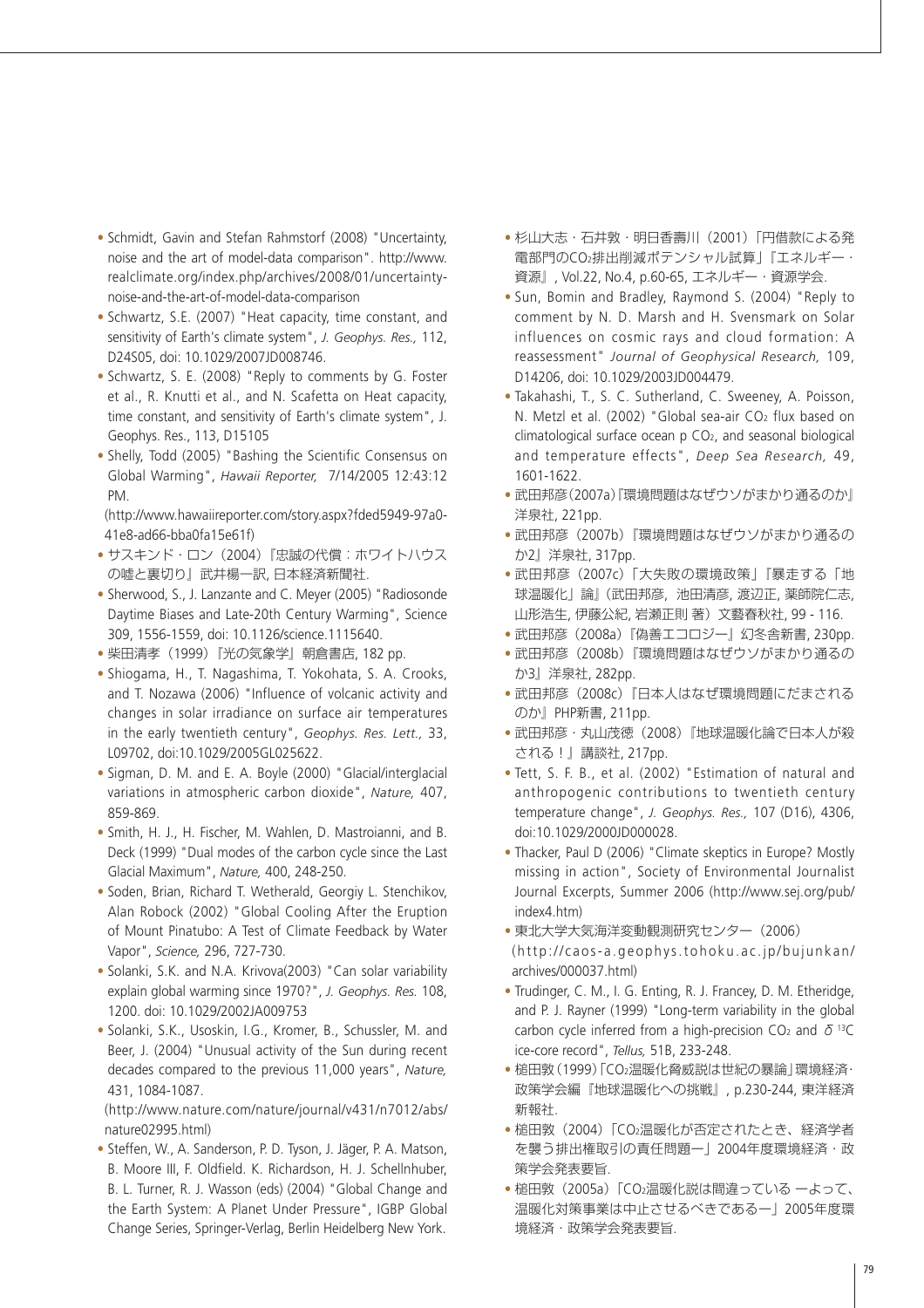- Schmidt, Gavin and Stefan Rahmstorf (2008) "Uncertainty, noise and the art of model-data comparison". http://www.realclimate.org/index.php/archives/2008/01/uncertainty-noise-and-the-art-of-model-data-comparison
- Schwartz, S.E. (2007) "Heat capacity, time constant, and sensitivity of Earth's climate system", *J. Geophys. Res.,* 112, D24S05, doi: 10.1029/2007JD008746.
- Schwartz, S. E. (2008) "Reply to comments by G. Foster et al., R. Knutti et al., and N. Scafetta on Heat capacity, time constant, and sensitivity of Earth's climate system", J. Geophys. Res., 113, D15105
- Shelly, Todd (2005) "Bashing the Scientific Consensus on Global Warming", *Hawaii Reporter,* 7/14/2005 12:43:12 PM.
  (http://www.hawaiireporter.com/story.aspx?fded5949-97a0-41e8-ad66-bba0fa15e61f)
- サスキンド・ロン（2004）『忠誠の代償：ホワイトハウスの嘘と裏切り』武井楊一訳, 日本経済新聞社.
- Sherwood, S., J. Lanzante and C. Meyer (2005) "Radiosonde Daytime Biases and Late-20th Century Warming", Science 309, 1556-1559, doi: 10.1126/science.1115640.
- 柴田清孝（1999）『光の気象学』朝倉書店, 182 pp.
- Shiogama, H., T. Nagashima, T. Yokohata, S. A. Crooks, and T. Nozawa (2006) "Influence of volcanic activity and changes in solar irradiance on surface air temperatures in the early twentieth century", *Geophys. Res. Lett.,* 33, L09702, doi:10.1029/2005GL025622.
- Sigman, D. M. and E. A. Boyle (2000) "Glacial/interglacial variations in atmospheric carbon dioxide", *Nature,* 407, 859-869.
- Smith, H. J., H. Fischer, M. Wahlen, D. Mastroianni, and B. Deck (1999) "Dual modes of the carbon cycle since the Last Glacial Maximum", *Nature,* 400, 248-250.
- Soden, Brian, Richard T. Wetherald, Georgiy L. Stenchikov, Alan Robock (2002) "Global Cooling After the Eruption of Mount Pinatubo: A Test of Climate Feedback by Water Vapor", *Science,* 296, 727-730.
- Solanki, S.K. and N.A. Krivova(2003) "Can solar variability explain global warming since 1970?", *J. Geophys. Res.* 108, 1200. doi: 10.1029/2002JA009753
- Solanki, S.K., Usoskin, I.G., Kromer, B., Schussler, M. and Beer, J. (2004) "Unusual activity of the Sun during recent decades compared to the previous 11,000 years", *Nature,* 431, 1084-1087.
  (http://www.nature.com/nature/journal/v431/n7012/abs/nature02995.html)
- Steffen, W., A. Sanderson, P. D. Tyson, J. Jäger, P. A. Matson, B. Moore III, F. Oldfield. K. Richardson, H. J. Schellnhuber, B. L. Turner, R. J. Wasson (eds) (2004) "Global Change and the Earth System: A Planet Under Pressure", IGBP Global Change Series, Springer-Verlag, Berlin Heidelberg New York.
- 杉山大志・石井敦・明日香壽川（2001）「円借款による発電部門の$CO_2$排出削減ポテンシャル試算」『エネルギー・資源』, Vol.22, No.4, p.60-65, エネルギー・資源学会.
- Sun, Bomin and Bradley, Raymond S. (2004) "Reply to comment by N. D. Marsh and H. Svensmark on Solar influences on cosmic rays and cloud formation: A reassessment" *Journal of Geophysical Research,* 109, D14206, doi: 10.1029/2003JD004479.
- Takahashi, T., S. C. Sutherland, C. Sweeney, A. Poisson, N. Metzl et al. (2002) "Global sea-air $CO_2$ flux based on climatological surface ocean p $CO_2$, and seasonal biological and temperature effects", *Deep Sea Research,* 49, 1601-1622.
- 武田邦彦(2007a)『環境問題はなぜウソがまかり通るのか』洋泉社, 221pp.
- 武田邦彦（2007b）『環境問題はなぜウソがまかり通るのか2』洋泉社, 317pp.
- 武田邦彦（2007c）「大失敗の環境政策」『暴走する「地球温暖化」論』(武田邦彦, 池田清彦, 渡辺正, 薬師院仁志, 山形浩生, 伊藤公紀, 岩瀬正則 著）文藝春秋社, 99 - 116.
- 武田邦彦（2008a）『偽善エコロジー』幻冬舎新書, 230pp.
- 武田邦彦（2008b）『環境問題はなぜウソがまかり通るのか3』洋泉社, 282pp.
- 武田邦彦（2008c）『日本人はなぜ環境問題にだまされるのか』PHP新書, 211pp.
- 武田邦彦・丸山茂徳（2008）『地球温暖化論で日本人が殺される！』講談社, 217pp.
- Tett, S. F. B., et al. (2002) "Estimation of natural and anthropogenic contributions to twentieth century temperature change", *J. Geophys. Res.,* 107 (D16), 4306, doi:10.1029/2000JD000028.
- Thacker, Paul D (2006) "Climate skeptics in Europe? Mostly missing in action", Society of Environmental Journalist Journal Excerpts, Summer 2006 (http://www.sej.org/pub/index4.htm)
- 東北大学大気海洋変動観測研究センター（2006）
  (http://caos-a.geophys.tohoku.ac.jp/bujunkan/archives/000037.html)
- Trudinger, C. M., I. G. Enting, R. J. Francey, D. M. Etheridge, and P. J. Rayner (1999) "Long-term variability in the global carbon cycle inferred from a high-precision $CO_2$ and $\delta^{13}C$ ice-core record", *Tellus,* 51B, 233-248.
- 槌田敦(1999)「$CO_2$温暖化脅威説は世紀の暴論」環境経済・政策学会編『地球温暖化への挑戦』, p.230-244, 東洋経済新報社.
- 槌田敦（2004）「$CO_2$温暖化が否定されたとき、経済学者を襲う排出権取引の責任問題ー」2004年度環境経済・政策学会発表要旨.
- 槌田敦（2005a）「$CO_2$温暖化説は間違っている ーよって、温暖化対策事業は中止させるべきであるー」2005年度環境経済・政策学会発表要旨.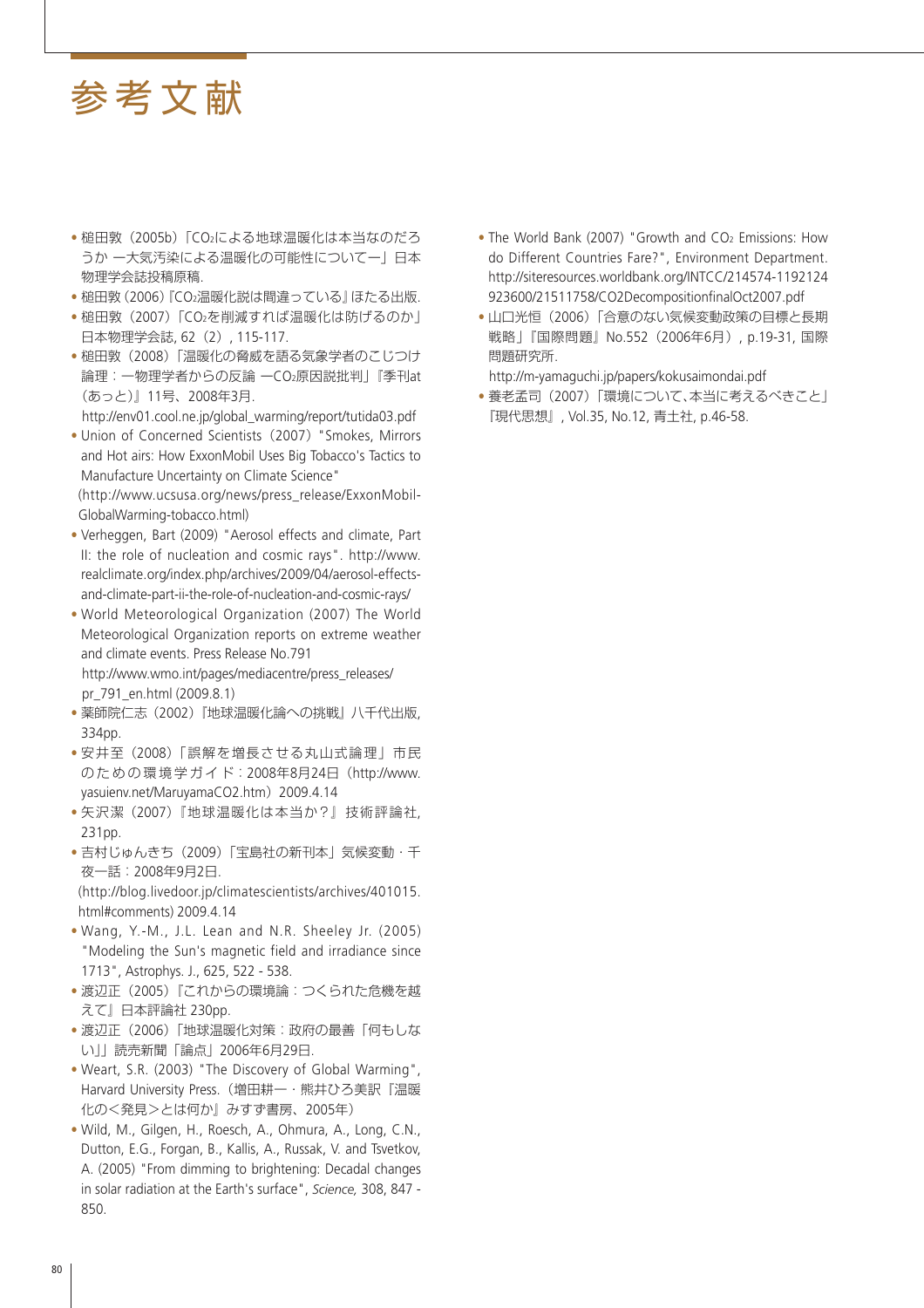# 参考文献

- 槌田敦（2005b）「$CO_2$による地球温暖化は本当なのだろうか 一大気汚染による温暖化の可能性について一」日本物理学会誌投稿原稿.
- 槌田敦（2006）『$CO_2$温暖化説は間違っている』ほたる出版.
- 槌田敦（2007）「$CO_2$を削減すれば温暖化は防げるのか」日本物理学会誌, 62（2）, 115-117.
- 槌田敦（2008）「温暖化の脅威を語る気象学者のこじつけ論理：一物理学者からの反論 一$CO_2$原因説批判」『季刊at（あっと）』11号、2008年3月.
  http://env01.cool.ne.jp/global_warming/report/tutida03.pdf
- Union of Concerned Scientists（2007）"Smokes, Mirrors and Hot airs: How ExxonMobil Uses Big Tobacco's Tactics to Manufacture Uncertainty on Climate Science"
  (http://www.ucsusa.org/news/press_release/ExxonMobil-GlobalWarming-tobacco.html)
- Verheggen, Bart (2009) "Aerosol effects and climate, Part II: the role of nucleation and cosmic rays". http://www.realclimate.org/index.php/archives/2009/04/aerosol-effects-and-climate-part-ii-the-role-of-nucleation-and-cosmic-rays/
- World Meteorological Organization (2007) The World Meteorological Organization reports on extreme weather and climate events. Press Release No.791
  http://www.wmo.int/pages/mediacentre/press_releases/pr_791_en.html (2009.8.1)
- 薬師院仁志（2002）『地球温暖化論への挑戦』八千代出版, 334pp.
- 安井至（2008）「誤解を増長させる丸山式論理」市民のための環境学ガイド：2008年8月24日（http://www.yasuienv.net/MaruyamaCO2.htm）2009.4.14
- 矢沢潔（2007）『地球温暖化は本当か？』技術評論社, 231pp.
- 吉村じゅんきち（2009）「宝島社の新刊本」気候変動・千夜一話：2008年9月2日.
  (http://blog.livedoor.jp/climatescientists/archives/401015.html#comments) 2009.4.14
- Wang, Y.-M., J.L. Lean and N.R. Sheeley Jr. (2005) "Modeling the Sun's magnetic field and irradiance since 1713", Astrophys. J., 625, 522 - 538.
- 渡辺正（2005）『これからの環境論：つくられた危機を越えて』日本評論社 230pp.
- 渡辺正（2006）「地球温暖化対策：政府の最善「何もしない」」読売新聞「論点」2006年6月29日.
- Weart, S.R. (2003) "The Discovery of Global Warming", Harvard University Press.（増田耕一・熊井ひろ美訳『温暖化の<発見>とは何か』みすず書房、2005年）
- Wild, M., Gilgen, H., Roesch, A., Ohmura, A., Long, C.N., Dutton, E.G., Forgan, B., Kallis, A., Russak, V. and Tsvetkov, A. (2005) "From dimming to brightening: Decadal changes in solar radiation at the Earth's surface", *Science,* 308, 847 - 850.
- The World Bank (2007) "Growth and $CO_2$ Emissions: How do Different Countries Fare?", Environment Department.
  http://siteresources.worldbank.org/INTCC/214574-1192124923600/21511758/CO2DecompositionfinalOct2007.pdf
- 山口光恒（2006）「合意のない気候変動政策の目標と長期戦略」『国際問題』No.552（2006年6月）, p.19-31, 国際問題研究所.
  http://m-yamaguchi.jp/papers/kokusaimondai.pdf
- 養老孟司（2007）「環境について、本当に考えるべきこと」『現代思想』, Vol.35, No.12, 青土社, p.46-58.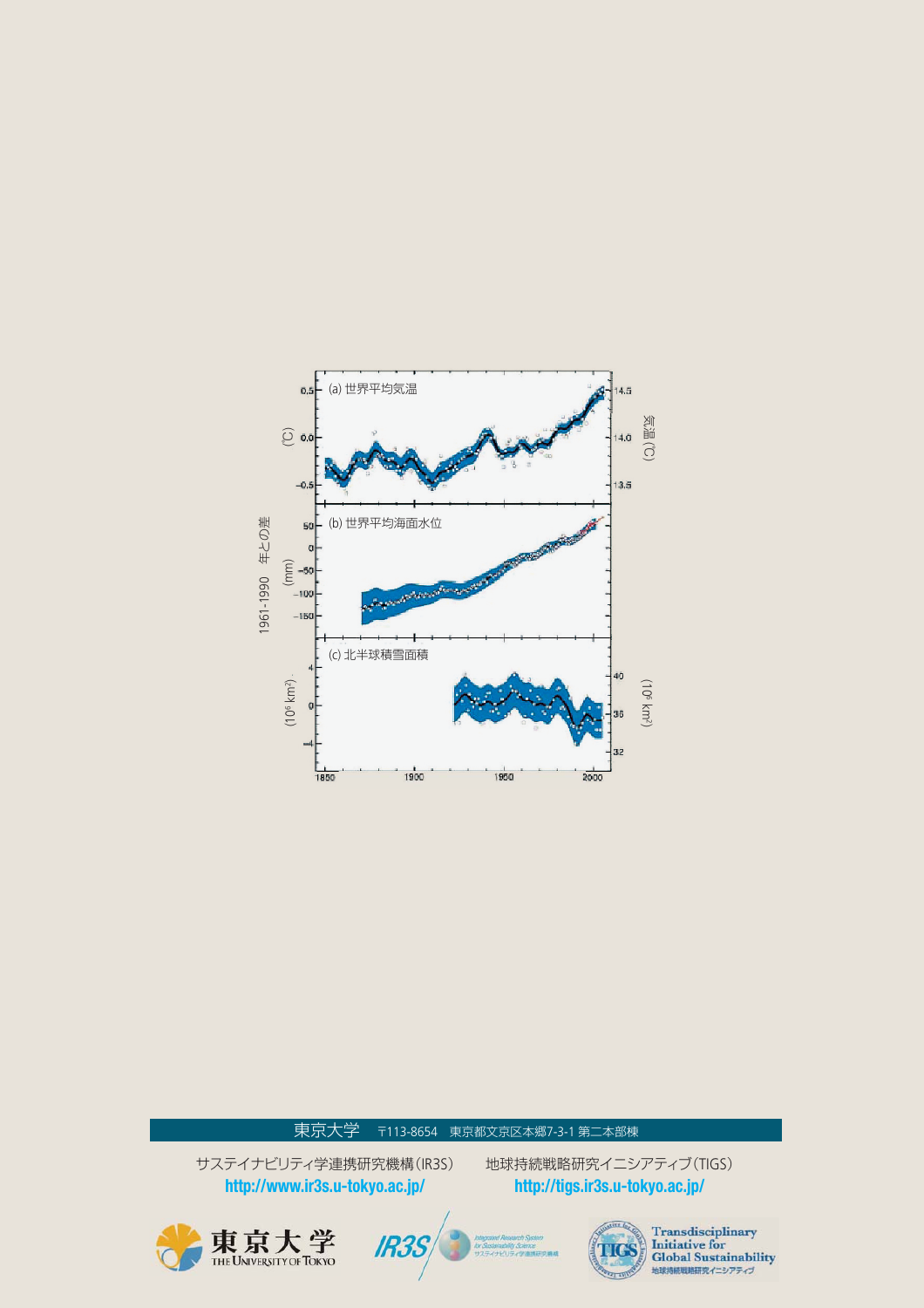(a) 世界平均気温

0.5
0.0
-0.5
(℃)
14.5
14.0
13.5
気温 (℃)

(b) 世界平均海面水位

50
0
-50
-100
-150
(mm)

1961-1990 年との差

(c) 北半球積雪面積

4
0
-4
($10^6$ km$^2$)
40
36
32
($10^6$ km$^2$)

1850
1900
1950
2000

東京大学　〒113-8654　東京都文京区本郷7-3-1 第二本部棟

サステイナビリティ学連携研究機構（IR3S）
http://www.ir3s.u-tokyo.ac.jp/

地球持続戦略研究イニシアティブ（TIGS）
http://tigs.ir3s.u-tokyo.ac.jp/

東京大学 THE UNIVERSITY OF TOKYO

IR3S Integrated Research System for Sustainability Science サステイナビリティ学連携研究機構

Transdisciplinary Initiative for Global Sustainability 地球持続戦略研究イニシアティブ